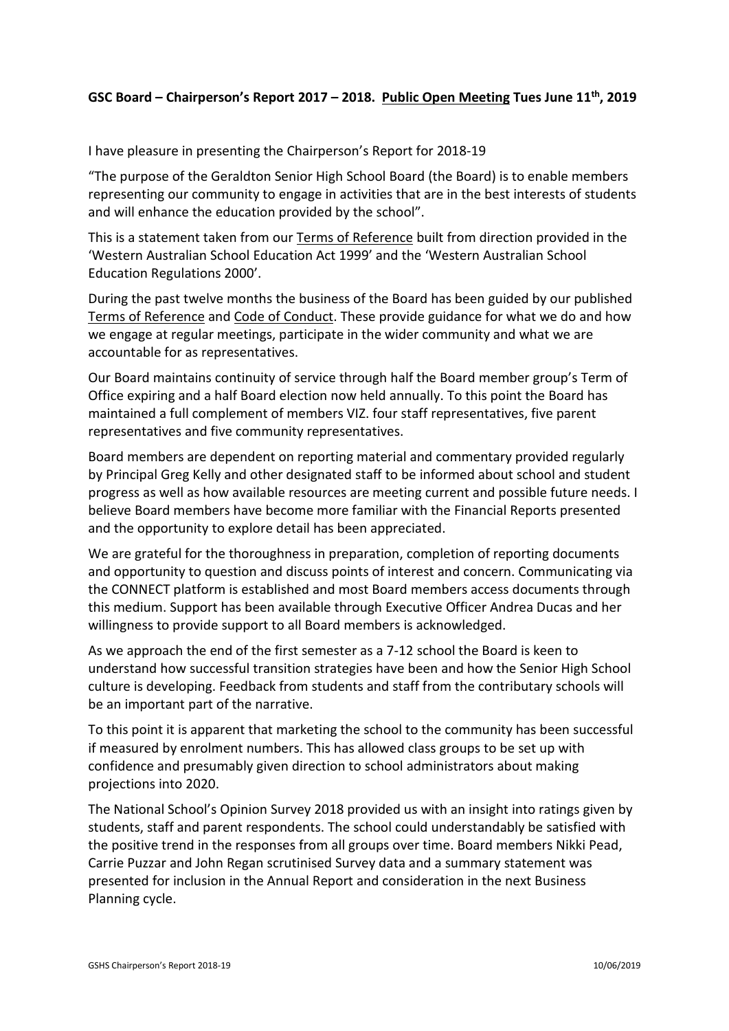**GSC Board – Chairperson's Report 2017 – 2018. Public Open Meeting Tues June 11th, 2019**

I have pleasure in presenting the Chairperson's Report for 2018-19

"The purpose of the Geraldton Senior High School Board (the Board) is to enable members representing our community to engage in activities that are in the best interests of students and will enhance the education provided by the school".

This is a statement taken from our Terms of Reference built from direction provided in the 'Western Australian School Education Act 1999' and the 'Western Australian School Education Regulations 2000'.

During the past twelve months the business of the Board has been guided by our published Terms of Reference and Code of Conduct. These provide guidance for what we do and how we engage at regular meetings, participate in the wider community and what we are accountable for as representatives.

Our Board maintains continuity of service through half the Board member group's Term of Office expiring and a half Board election now held annually. To this point the Board has maintained a full complement of members VIZ. four staff representatives, five parent representatives and five community representatives.

Board members are dependent on reporting material and commentary provided regularly by Principal Greg Kelly and other designated staff to be informed about school and student progress as well as how available resources are meeting current and possible future needs. I believe Board members have become more familiar with the Financial Reports presented and the opportunity to explore detail has been appreciated.

We are grateful for the thoroughness in preparation, completion of reporting documents and opportunity to question and discuss points of interest and concern. Communicating via the CONNECT platform is established and most Board members access documents through this medium. Support has been available through Executive Officer Andrea Ducas and her willingness to provide support to all Board members is acknowledged.

As we approach the end of the first semester as a 7-12 school the Board is keen to understand how successful transition strategies have been and how the Senior High School culture is developing. Feedback from students and staff from the contributary schools will be an important part of the narrative.

To this point it is apparent that marketing the school to the community has been successful if measured by enrolment numbers. This has allowed class groups to be set up with confidence and presumably given direction to school administrators about making projections into 2020.

The National School's Opinion Survey 2018 provided us with an insight into ratings given by students, staff and parent respondents. The school could understandably be satisfied with the positive trend in the responses from all groups over time. Board members Nikki Pead, Carrie Puzzar and John Regan scrutinised Survey data and a summary statement was presented for inclusion in the Annual Report and consideration in the next Business Planning cycle.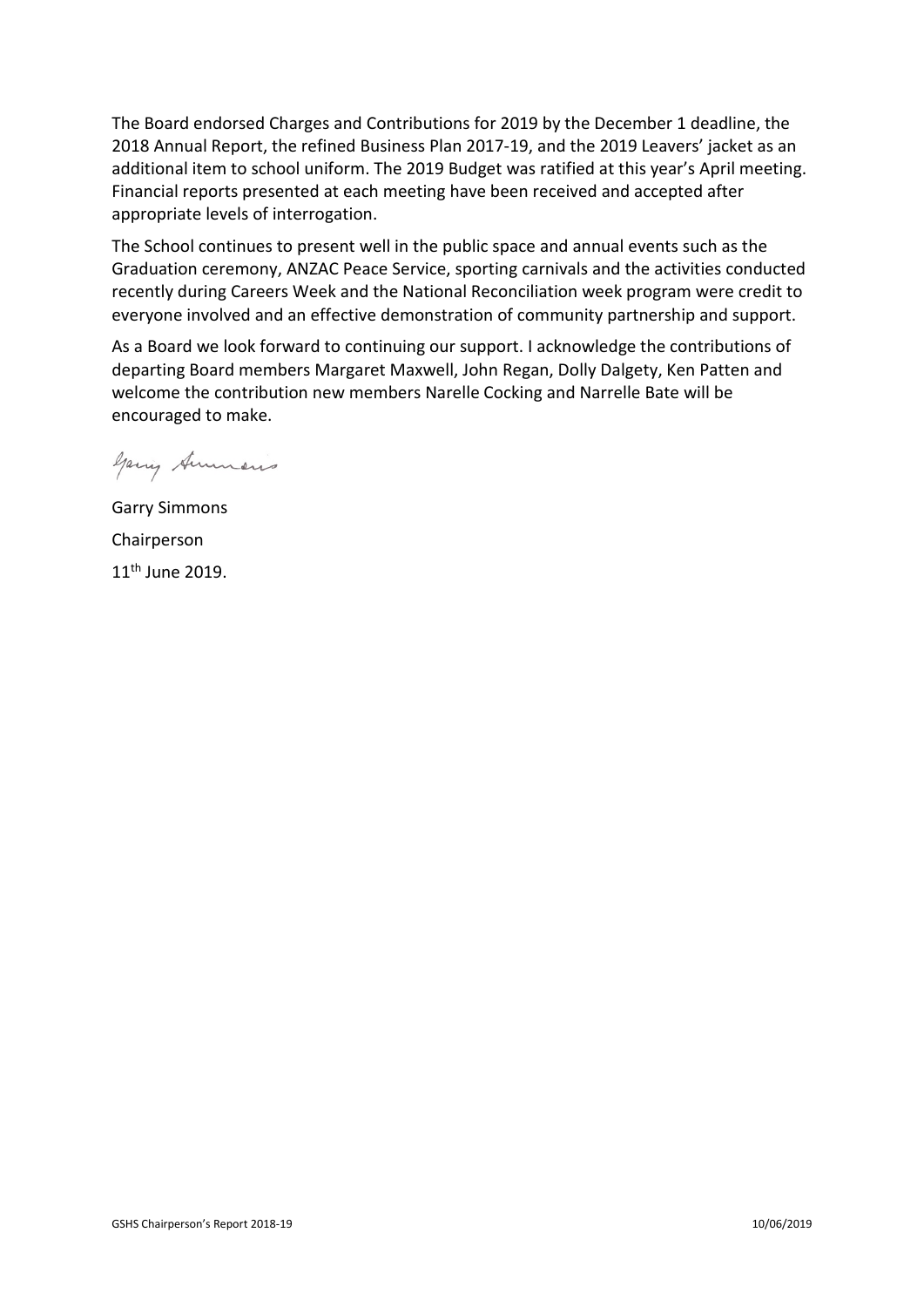The Board endorsed Charges and Contributions for 2019 by the December 1 deadline, the 2018 Annual Report, the refined Business Plan 2017-19, and the 2019 Leavers' jacket as an additional item to school uniform. The 2019 Budget was ratified at this year's April meeting. Financial reports presented at each meeting have been received and accepted after appropriate levels of interrogation.

The School continues to present well in the public space and annual events such as the Graduation ceremony, ANZAC Peace Service, sporting carnivals and the activities conducted recently during Careers Week and the National Reconciliation week program were credit to everyone involved and an effective demonstration of community partnership and support.

As a Board we look forward to continuing our support. I acknowledge the contributions of departing Board members Margaret Maxwell, John Regan, Dolly Dalgety, Ken Patten and welcome the contribution new members Narelle Cocking and Narrelle Bate will be encouraged to make.

Garry Simmons

Garry Simmons

Chairperson

11th June 2019.